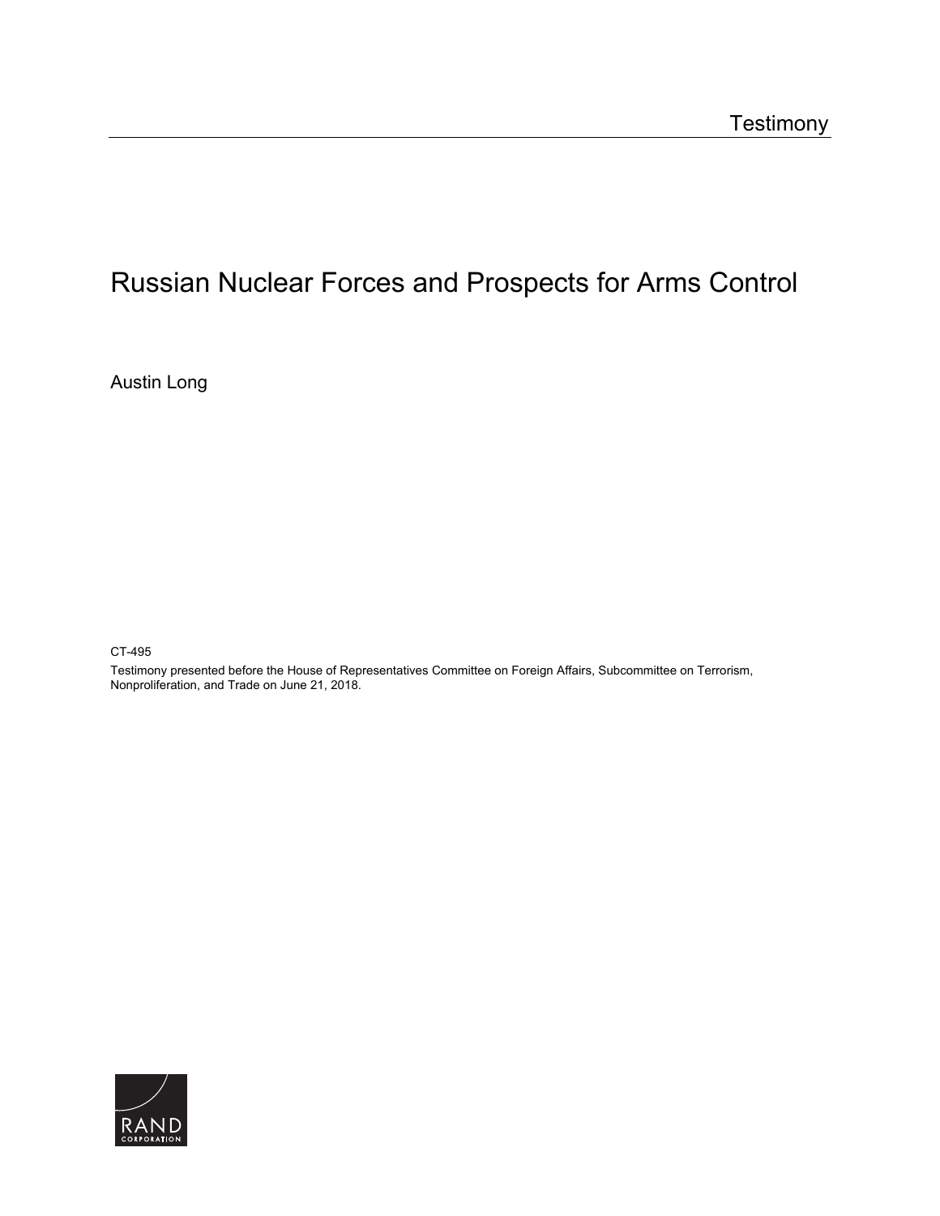Testimony

# Russian Nuclear Forces and Prospects for Arms Control

Austin Long

CT-495

Testimony presented before the House of Representatives Committee on Foreign Affairs, Subcommittee on Terrorism, Nonproliferation, and Trade on June 21, 2018.

RAND CORPORATION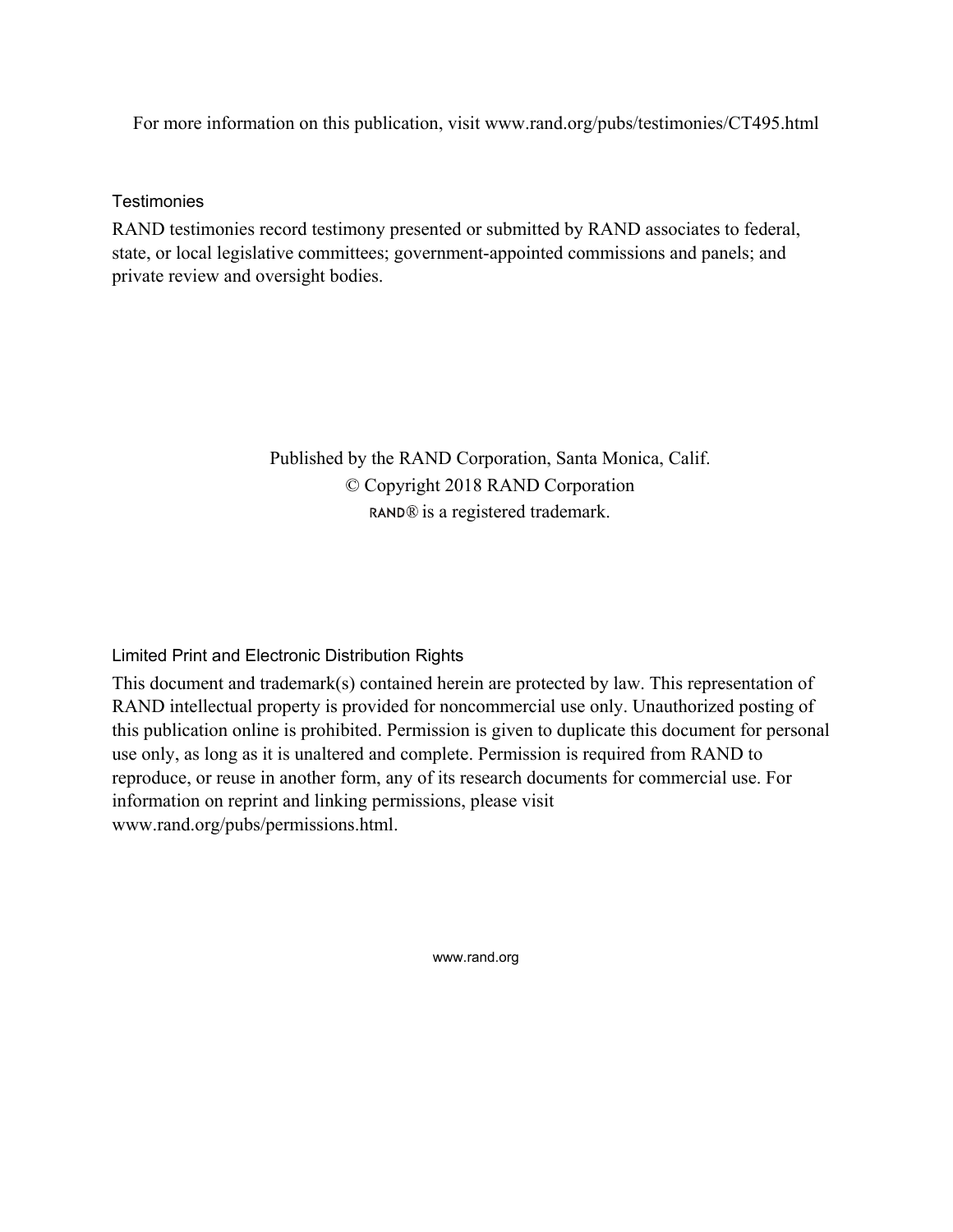For more information on this publication, visit www.rand.org/pubs/testimonies/CT495.html

### Testimonies

RAND testimonies record testimony presented or submitted by RAND associates to federal, state, or local legislative committees; government-appointed commissions and panels; and private review and oversight bodies.

Published by the RAND Corporation, Santa Monica, Calif.
© Copyright 2018 RAND Corporation
RAND® is a registered trademark.

### Limited Print and Electronic Distribution Rights

This document and trademark(s) contained herein are protected by law. This representation of RAND intellectual property is provided for noncommercial use only. Unauthorized posting of this publication online is prohibited. Permission is given to duplicate this document for personal use only, as long as it is unaltered and complete. Permission is required from RAND to reproduce, or reuse in another form, any of its research documents for commercial use. For information on reprint and linking permissions, please visit www.rand.org/pubs/permissions.html.

www.rand.org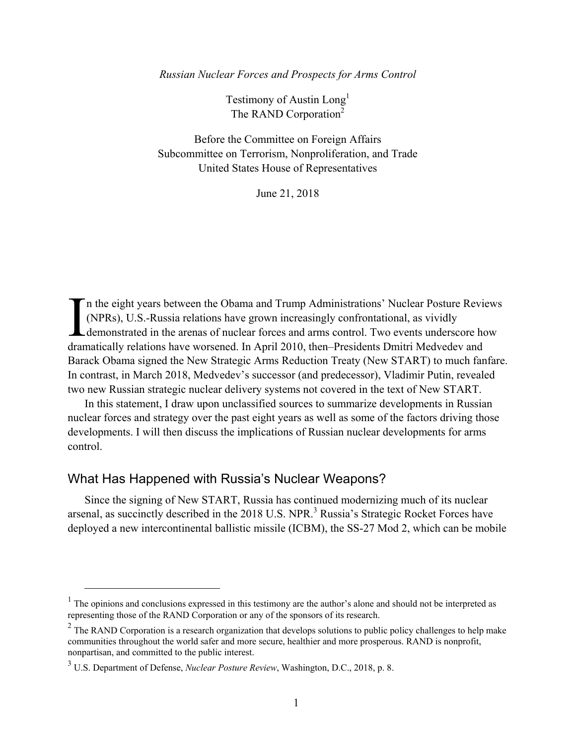*Russian Nuclear Forces and Prospects for Arms Control*

Testimony of Austin Long[1]
The RAND Corporation[2]

Before the Committee on Foreign Affairs
Subcommittee on Terrorism, Nonproliferation, and Trade
United States House of Representatives

June 21, 2018

In the eight years between the Obama and Trump Administrations' Nuclear Posture Reviews (NPRs), U.S.-Russia relations have grown increasingly confrontational, as vividly demonstrated in the arenas of nuclear forces and arms control. Two events underscore how dramatically relations have worsened. In April 2010, then–Presidents Dmitri Medvedev and Barack Obama signed the New Strategic Arms Reduction Treaty (New START) to much fanfare. In contrast, in March 2018, Medvedev's successor (and predecessor), Vladimir Putin, revealed two new Russian strategic nuclear delivery systems not covered in the text of New START.

In this statement, I draw upon unclassified sources to summarize developments in Russian nuclear forces and strategy over the past eight years as well as some of the factors driving those developments. I will then discuss the implications of Russian nuclear developments for arms control.

## What Has Happened with Russia's Nuclear Weapons?

Since the signing of New START, Russia has continued modernizing much of its nuclear arsenal, as succinctly described in the 2018 U.S. NPR.[3] Russia's Strategic Rocket Forces have deployed a new intercontinental ballistic missile (ICBM), the SS-27 Mod 2, which can be mobile

---

[1] The opinions and conclusions expressed in this testimony are the author's alone and should not be interpreted as representing those of the RAND Corporation or any of the sponsors of its research.

[2] The RAND Corporation is a research organization that develops solutions to public policy challenges to help make communities throughout the world safer and more secure, healthier and more prosperous. RAND is nonprofit, nonpartisan, and committed to the public interest.

[3] U.S. Department of Defense, *Nuclear Posture Review*, Washington, D.C., 2018, p. 8.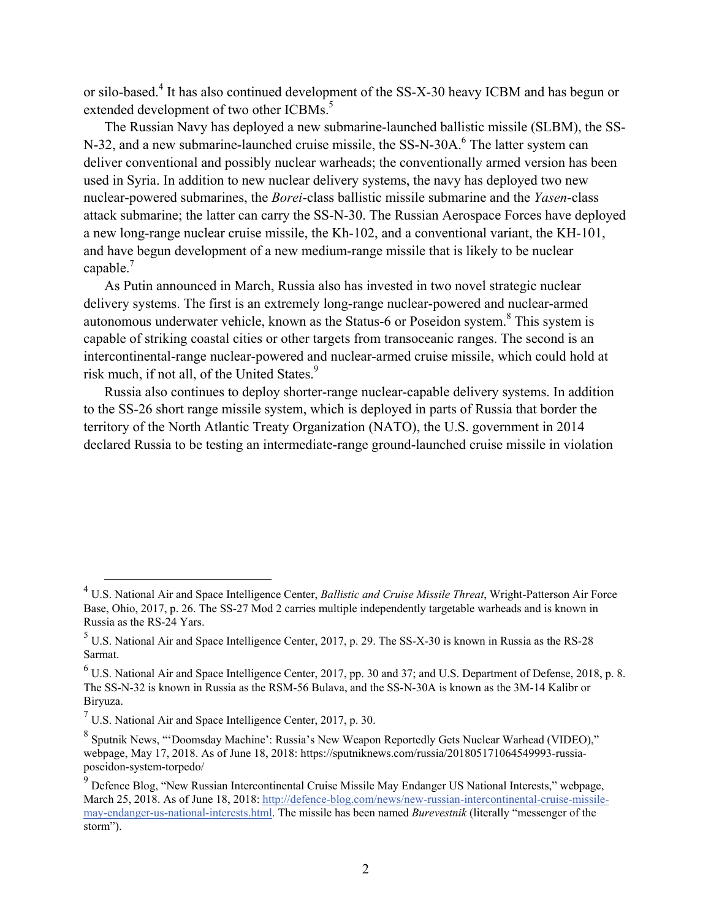or silo-based.[4] It has also continued development of the SS-X-30 heavy ICBM and has begun or extended development of two other ICBMs.[5]

The Russian Navy has deployed a new submarine-launched ballistic missile (SLBM), the SS-N-32, and a new submarine-launched cruise missile, the SS-N-30A.[6] The latter system can deliver conventional and possibly nuclear warheads; the conventionally armed version has been used in Syria. In addition to new nuclear delivery systems, the navy has deployed two new nuclear-powered submarines, the *Borei*-class ballistic missile submarine and the *Yasen*-class attack submarine; the latter can carry the SS-N-30. The Russian Aerospace Forces have deployed a new long-range nuclear cruise missile, the Kh-102, and a conventional variant, the KH-101, and have begun development of a new medium-range missile that is likely to be nuclear capable.[7]

As Putin announced in March, Russia also has invested in two novel strategic nuclear delivery systems. The first is an extremely long-range nuclear-powered and nuclear-armed autonomous underwater vehicle, known as the Status-6 or Poseidon system.[8] This system is capable of striking coastal cities or other targets from transoceanic ranges. The second is an intercontinental-range nuclear-powered and nuclear-armed cruise missile, which could hold at risk much, if not all, of the United States.[9]

Russia also continues to deploy shorter-range nuclear-capable delivery systems. In addition to the SS-26 short range missile system, which is deployed in parts of Russia that border the territory of the North Atlantic Treaty Organization (NATO), the U.S. government in 2014 declared Russia to be testing an intermediate-range ground-launched cruise missile in violation

---

[4] U.S. National Air and Space Intelligence Center, *Ballistic and Cruise Missile Threat*, Wright-Patterson Air Force Base, Ohio, 2017, p. 26. The SS-27 Mod 2 carries multiple independently targetable warheads and is known in Russia as the RS-24 Yars.

[5] U.S. National Air and Space Intelligence Center, 2017, p. 29. The SS-X-30 is known in Russia as the RS-28 Sarmat.

[6] U.S. National Air and Space Intelligence Center, 2017, pp. 30 and 37; and U.S. Department of Defense, 2018, p. 8. The SS-N-32 is known in Russia as the RSM-56 Bulava, and the SS-N-30A is known as the 3M-14 Kalibr or Biryuza.

[7] U.S. National Air and Space Intelligence Center, 2017, p. 30.

[8] Sputnik News, "'Doomsday Machine': Russia's New Weapon Reportedly Gets Nuclear Warhead (VIDEO)," webpage, May 17, 2018. As of June 18, 2018: https://sputniknews.com/russia/201805171064549993-russia-poseidon-system-torpedo/

[9] Defence Blog, "New Russian Intercontinental Cruise Missile May Endanger US National Interests," webpage, March 25, 2018. As of June 18, 2018: http://defence-blog.com/news/new-russian-intercontinental-cruise-missile-may-endanger-us-national-interests.html. The missile has been named *Burevestnik* (literally "messenger of the storm").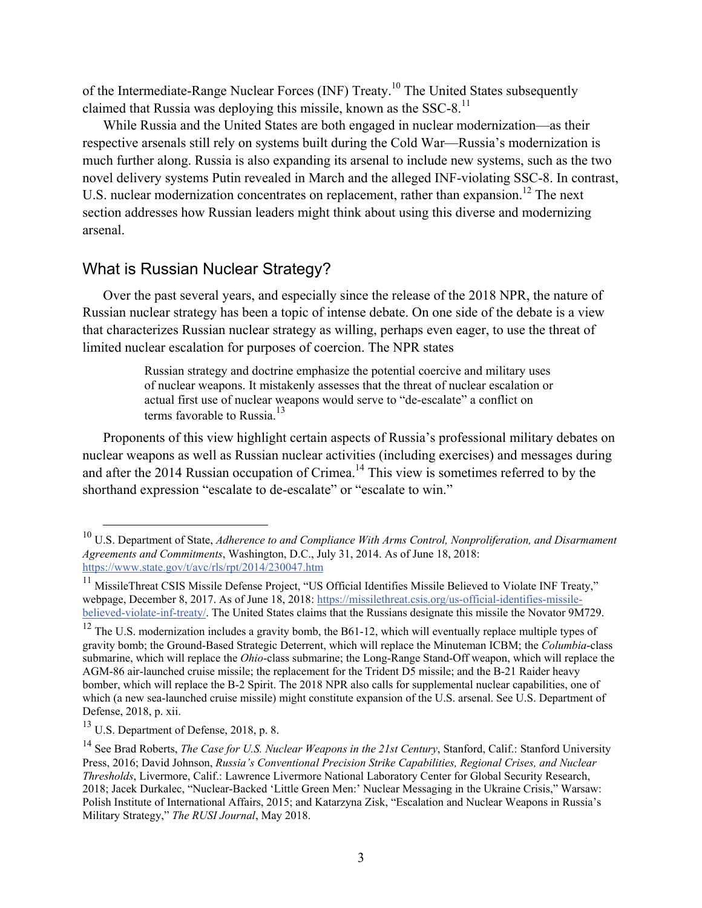of the Intermediate-Range Nuclear Forces (INF) Treaty.[10] The United States subsequently claimed that Russia was deploying this missile, known as the SSC-8.[11]

While Russia and the United States are both engaged in nuclear modernization—as their respective arsenals still rely on systems built during the Cold War—Russia's modernization is much further along. Russia is also expanding its arsenal to include new systems, such as the two novel delivery systems Putin revealed in March and the alleged INF-violating SSC-8. In contrast, U.S. nuclear modernization concentrates on replacement, rather than expansion.[12] The next section addresses how Russian leaders might think about using this diverse and modernizing arsenal.

## What is Russian Nuclear Strategy?

Over the past several years, and especially since the release of the 2018 NPR, the nature of Russian nuclear strategy has been a topic of intense debate. On one side of the debate is a view that characterizes Russian nuclear strategy as willing, perhaps even eager, to use the threat of limited nuclear escalation for purposes of coercion. The NPR states

> Russian strategy and doctrine emphasize the potential coercive and military uses of nuclear weapons. It mistakenly assesses that the threat of nuclear escalation or actual first use of nuclear weapons would serve to "de-escalate" a conflict on terms favorable to Russia.[13]

Proponents of this view highlight certain aspects of Russia's professional military debates on nuclear weapons as well as Russian nuclear activities (including exercises) and messages during and after the 2014 Russian occupation of Crimea.[14] This view is sometimes referred to by the shorthand expression "escalate to de-escalate" or "escalate to win."

---

[10] U.S. Department of State, *Adherence to and Compliance With Arms Control, Nonproliferation, and Disarmament Agreements and Commitments*, Washington, D.C., July 31, 2014. As of June 18, 2018: https://www.state.gov/t/avc/rls/rpt/2014/230047.htm

[11] MissileThreat CSIS Missile Defense Project, "US Official Identifies Missile Believed to Violate INF Treaty," webpage, December 8, 2017. As of June 18, 2018: https://missilethreat.csis.org/us-official-identifies-missile-believed-violate-inf-treaty/. The United States claims that the Russians designate this missile the Novator 9M729.

[12] The U.S. modernization includes a gravity bomb, the B61-12, which will eventually replace multiple types of gravity bomb; the Ground-Based Strategic Deterrent, which will replace the Minuteman ICBM; the *Columbia*-class submarine, which will replace the *Ohio*-class submarine; the Long-Range Stand-Off weapon, which will replace the AGM-86 air-launched cruise missile; the replacement for the Trident D5 missile; and the B-21 Raider heavy bomber, which will replace the B-2 Spirit. The 2018 NPR also calls for supplemental nuclear capabilities, one of which (a new sea-launched cruise missile) might constitute expansion of the U.S. arsenal. See U.S. Department of Defense, 2018, p. xii.

[13] U.S. Department of Defense, 2018, p. 8.

[14] See Brad Roberts, *The Case for U.S. Nuclear Weapons in the 21st Century*, Stanford, Calif.: Stanford University Press, 2016; David Johnson, *Russia's Conventional Precision Strike Capabilities, Regional Crises, and Nuclear Thresholds*, Livermore, Calif.: Lawrence Livermore National Laboratory Center for Global Security Research, 2018; Jacek Durkalec, "Nuclear-Backed 'Little Green Men:' Nuclear Messaging in the Ukraine Crisis," Warsaw: Polish Institute of International Affairs, 2015; and Katarzyna Zisk, "Escalation and Nuclear Weapons in Russia's Military Strategy," *The RUSI Journal*, May 2018.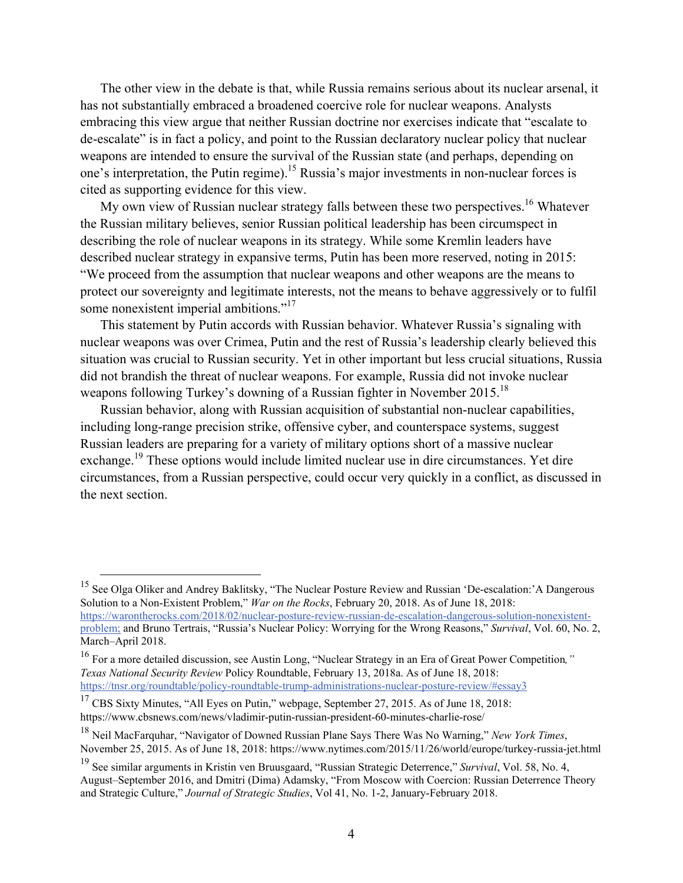The other view in the debate is that, while Russia remains serious about its nuclear arsenal, it has not substantially embraced a broadened coercive role for nuclear weapons. Analysts embracing this view argue that neither Russian doctrine nor exercises indicate that "escalate to de-escalate" is in fact a policy, and point to the Russian declaratory nuclear policy that nuclear weapons are intended to ensure the survival of the Russian state (and perhaps, depending on one's interpretation, the Putin regime).[15] Russia's major investments in non-nuclear forces is cited as supporting evidence for this view.

My own view of Russian nuclear strategy falls between these two perspectives.[16] Whatever the Russian military believes, senior Russian political leadership has been circumspect in describing the role of nuclear weapons in its strategy. While some Kremlin leaders have described nuclear strategy in expansive terms, Putin has been more reserved, noting in 2015: "We proceed from the assumption that nuclear weapons and other weapons are the means to protect our sovereignty and legitimate interests, not the means to behave aggressively or to fulfil some nonexistent imperial ambitions."[17]

This statement by Putin accords with Russian behavior. Whatever Russia's signaling with nuclear weapons was over Crimea, Putin and the rest of Russia's leadership clearly believed this situation was crucial to Russian security. Yet in other important but less crucial situations, Russia did not brandish the threat of nuclear weapons. For example, Russia did not invoke nuclear weapons following Turkey's downing of a Russian fighter in November 2015.[18]

Russian behavior, along with Russian acquisition of substantial non-nuclear capabilities, including long-range precision strike, offensive cyber, and counterspace systems, suggest Russian leaders are preparing for a variety of military options short of a massive nuclear exchange.[19] These options would include limited nuclear use in dire circumstances. Yet dire circumstances, from a Russian perspective, could occur very quickly in a conflict, as discussed in the next section.

---

[15] See Olga Oliker and Andrey Baklitsky, "The Nuclear Posture Review and Russian 'De-escalation:'A Dangerous Solution to a Non-Existent Problem," *War on the Rocks*, February 20, 2018. As of June 18, 2018: https://warontherocks.com/2018/02/nuclear-posture-review-russian-de-escalation-dangerous-solution-nonexistent-problem; and Bruno Tertrais, "Russia's Nuclear Policy: Worrying for the Wrong Reasons," *Survival*, Vol. 60, No. 2, March–April 2018.

[16] For a more detailed discussion, see Austin Long, "Nuclear Strategy in an Era of Great Power Competition*," Texas National Security Review* Policy Roundtable, February 13, 2018a. As of June 18, 2018: https://tnsr.org/roundtable/policy-roundtable-trump-administrations-nuclear-posture-review/#essay3

[17] CBS Sixty Minutes, "All Eyes on Putin," webpage, September 27, 2015. As of June 18, 2018: https://www.cbsnews.com/news/vladimir-putin-russian-president-60-minutes-charlie-rose/

[18] Neil MacFarquhar, "Navigator of Downed Russian Plane Says There Was No Warning," *New York Times*, November 25, 2015. As of June 18, 2018: https://www.nytimes.com/2015/11/26/world/europe/turkey-russia-jet.html

[19] See similar arguments in Kristin ven Bruusgaard, "Russian Strategic Deterrence," *Survival*, Vol. 58, No. 4, August–September 2016, and Dmitri (Dima) Adamsky, "From Moscow with Coercion: Russian Deterrence Theory and Strategic Culture," *Journal of Strategic Studies*, Vol 41, No. 1-2, January-February 2018.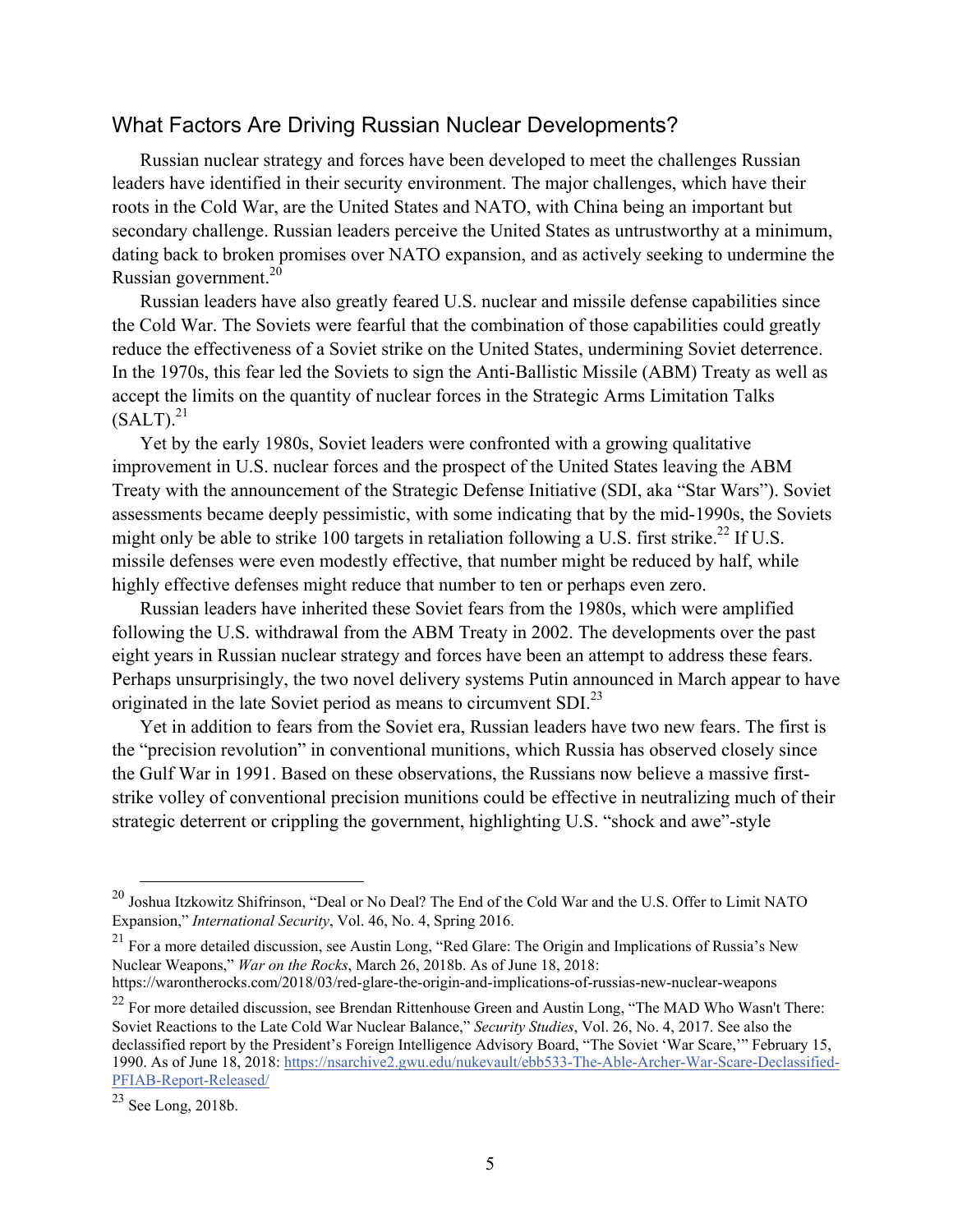## What Factors Are Driving Russian Nuclear Developments?

Russian nuclear strategy and forces have been developed to meet the challenges Russian leaders have identified in their security environment. The major challenges, which have their roots in the Cold War, are the United States and NATO, with China being an important but secondary challenge. Russian leaders perceive the United States as untrustworthy at a minimum, dating back to broken promises over NATO expansion, and as actively seeking to undermine the Russian government.[20]

Russian leaders have also greatly feared U.S. nuclear and missile defense capabilities since the Cold War. The Soviets were fearful that the combination of those capabilities could greatly reduce the effectiveness of a Soviet strike on the United States, undermining Soviet deterrence. In the 1970s, this fear led the Soviets to sign the Anti-Ballistic Missile (ABM) Treaty as well as accept the limits on the quantity of nuclear forces in the Strategic Arms Limitation Talks (SALT).[21]

Yet by the early 1980s, Soviet leaders were confronted with a growing qualitative improvement in U.S. nuclear forces and the prospect of the United States leaving the ABM Treaty with the announcement of the Strategic Defense Initiative (SDI, aka "Star Wars"). Soviet assessments became deeply pessimistic, with some indicating that by the mid-1990s, the Soviets might only be able to strike 100 targets in retaliation following a U.S. first strike.[22] If U.S. missile defenses were even modestly effective, that number might be reduced by half, while highly effective defenses might reduce that number to ten or perhaps even zero.

Russian leaders have inherited these Soviet fears from the 1980s, which were amplified following the U.S. withdrawal from the ABM Treaty in 2002. The developments over the past eight years in Russian nuclear strategy and forces have been an attempt to address these fears. Perhaps unsurprisingly, the two novel delivery systems Putin announced in March appear to have originated in the late Soviet period as means to circumvent SDI.[23]

Yet in addition to fears from the Soviet era, Russian leaders have two new fears. The first is the "precision revolution" in conventional munitions, which Russia has observed closely since the Gulf War in 1991. Based on these observations, the Russians now believe a massive first-strike volley of conventional precision munitions could be effective in neutralizing much of their strategic deterrent or crippling the government, highlighting U.S. "shock and awe"-style

---

[20] Joshua Itzkowitz Shifrinson, "Deal or No Deal? The End of the Cold War and the U.S. Offer to Limit NATO Expansion," *International Security*, Vol. 46, No. 4, Spring 2016.

[21] For a more detailed discussion, see Austin Long, "Red Glare: The Origin and Implications of Russia's New Nuclear Weapons," *War on the Rocks*, March 26, 2018b. As of June 18, 2018: https://warontherocks.com/2018/03/red-glare-the-origin-and-implications-of-russias-new-nuclear-weapons

[22] For more detailed discussion, see Brendan Rittenhouse Green and Austin Long, "The MAD Who Wasn't There: Soviet Reactions to the Late Cold War Nuclear Balance," *Security Studies*, Vol. 26, No. 4, 2017. See also the declassified report by the President's Foreign Intelligence Advisory Board, "The Soviet 'War Scare,'" February 15, 1990. As of June 18, 2018: https://nsarchive2.gwu.edu/nukevault/ebb533-The-Able-Archer-War-Scare-Declassified-PFIAB-Report-Released/

[23] See Long, 2018b.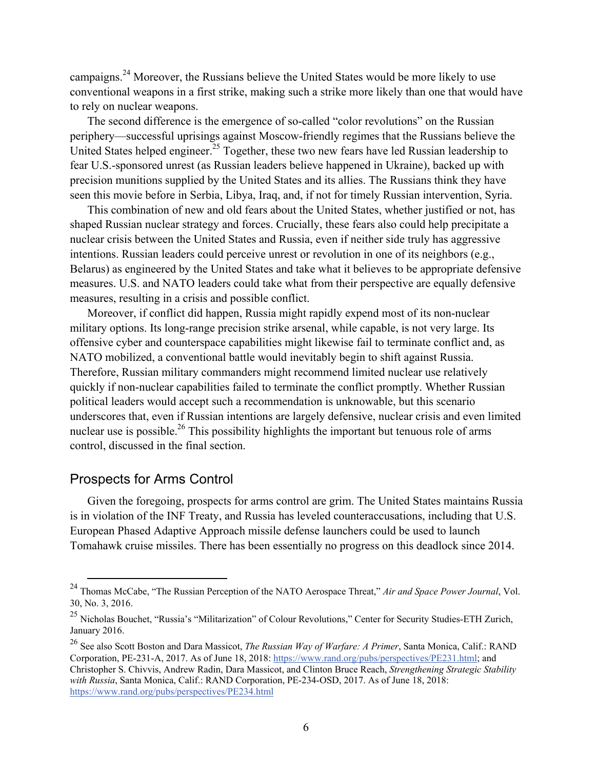campaigns.[24] Moreover, the Russians believe the United States would be more likely to use conventional weapons in a first strike, making such a strike more likely than one that would have to rely on nuclear weapons.

The second difference is the emergence of so-called "color revolutions" on the Russian periphery—successful uprisings against Moscow-friendly regimes that the Russians believe the United States helped engineer.[25] Together, these two new fears have led Russian leadership to fear U.S.-sponsored unrest (as Russian leaders believe happened in Ukraine), backed up with precision munitions supplied by the United States and its allies. The Russians think they have seen this movie before in Serbia, Libya, Iraq, and, if not for timely Russian intervention, Syria.

This combination of new and old fears about the United States, whether justified or not, has shaped Russian nuclear strategy and forces. Crucially, these fears also could help precipitate a nuclear crisis between the United States and Russia, even if neither side truly has aggressive intentions. Russian leaders could perceive unrest or revolution in one of its neighbors (e.g., Belarus) as engineered by the United States and take what it believes to be appropriate defensive measures. U.S. and NATO leaders could take what from their perspective are equally defensive measures, resulting in a crisis and possible conflict.

Moreover, if conflict did happen, Russia might rapidly expend most of its non-nuclear military options. Its long-range precision strike arsenal, while capable, is not very large. Its offensive cyber and counterspace capabilities might likewise fail to terminate conflict and, as NATO mobilized, a conventional battle would inevitably begin to shift against Russia. Therefore, Russian military commanders might recommend limited nuclear use relatively quickly if non-nuclear capabilities failed to terminate the conflict promptly. Whether Russian political leaders would accept such a recommendation is unknowable, but this scenario underscores that, even if Russian intentions are largely defensive, nuclear crisis and even limited nuclear use is possible.[26] This possibility highlights the important but tenuous role of arms control, discussed in the final section.

## Prospects for Arms Control

Given the foregoing, prospects for arms control are grim. The United States maintains Russia is in violation of the INF Treaty, and Russia has leveled counteraccusations, including that U.S. European Phased Adaptive Approach missile defense launchers could be used to launch Tomahawk cruise missiles. There has been essentially no progress on this deadlock since 2014.

---

[24] Thomas McCabe, "The Russian Perception of the NATO Aerospace Threat," *Air and Space Power Journal*, Vol. 30, No. 3, 2016.

[25] Nicholas Bouchet, "Russia's "Militarization" of Colour Revolutions," Center for Security Studies-ETH Zurich, January 2016.

[26] See also Scott Boston and Dara Massicot, *The Russian Way of Warfare: A Primer*, Santa Monica, Calif.: RAND Corporation, PE-231-A, 2017. As of June 18, 2018: https://www.rand.org/pubs/perspectives/PE231.html; and Christopher S. Chivvis, Andrew Radin, Dara Massicot, and Clinton Bruce Reach, *Strengthening Strategic Stability with Russia*, Santa Monica, Calif.: RAND Corporation, PE-234-OSD, 2017. As of June 18, 2018: https://www.rand.org/pubs/perspectives/PE234.html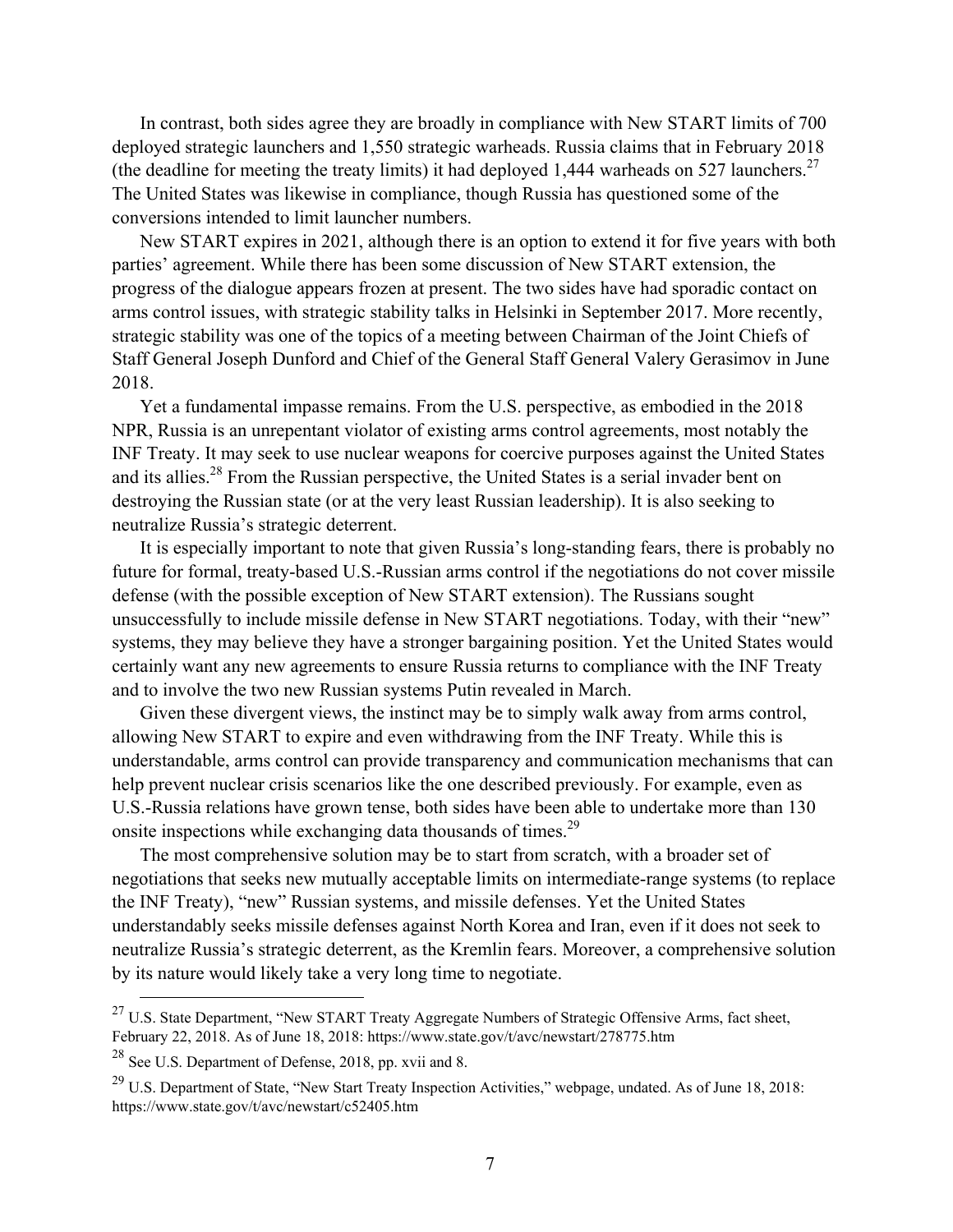In contrast, both sides agree they are broadly in compliance with New START limits of 700 deployed strategic launchers and 1,550 strategic warheads. Russia claims that in February 2018 (the deadline for meeting the treaty limits) it had deployed 1,444 warheads on 527 launchers.[27] The United States was likewise in compliance, though Russia has questioned some of the conversions intended to limit launcher numbers.

New START expires in 2021, although there is an option to extend it for five years with both parties' agreement. While there has been some discussion of New START extension, the progress of the dialogue appears frozen at present. The two sides have had sporadic contact on arms control issues, with strategic stability talks in Helsinki in September 2017. More recently, strategic stability was one of the topics of a meeting between Chairman of the Joint Chiefs of Staff General Joseph Dunford and Chief of the General Staff General Valery Gerasimov in June 2018.

Yet a fundamental impasse remains. From the U.S. perspective, as embodied in the 2018 NPR, Russia is an unrepentant violator of existing arms control agreements, most notably the INF Treaty. It may seek to use nuclear weapons for coercive purposes against the United States and its allies.[28] From the Russian perspective, the United States is a serial invader bent on destroying the Russian state (or at the very least Russian leadership). It is also seeking to neutralize Russia's strategic deterrent.

It is especially important to note that given Russia's long-standing fears, there is probably no future for formal, treaty-based U.S.-Russian arms control if the negotiations do not cover missile defense (with the possible exception of New START extension). The Russians sought unsuccessfully to include missile defense in New START negotiations. Today, with their "new" systems, they may believe they have a stronger bargaining position. Yet the United States would certainly want any new agreements to ensure Russia returns to compliance with the INF Treaty and to involve the two new Russian systems Putin revealed in March.

Given these divergent views, the instinct may be to simply walk away from arms control, allowing New START to expire and even withdrawing from the INF Treaty. While this is understandable, arms control can provide transparency and communication mechanisms that can help prevent nuclear crisis scenarios like the one described previously. For example, even as U.S.-Russia relations have grown tense, both sides have been able to undertake more than 130 onsite inspections while exchanging data thousands of times.[29]

The most comprehensive solution may be to start from scratch, with a broader set of negotiations that seeks new mutually acceptable limits on intermediate-range systems (to replace the INF Treaty), "new" Russian systems, and missile defenses. Yet the United States understandably seeks missile defenses against North Korea and Iran, even if it does not seek to neutralize Russia's strategic deterrent, as the Kremlin fears. Moreover, a comprehensive solution by its nature would likely take a very long time to negotiate.

---

[27] U.S. State Department, "New START Treaty Aggregate Numbers of Strategic Offensive Arms, fact sheet, February 22, 2018. As of June 18, 2018: https://www.state.gov/t/avc/newstart/278775.htm

[28] See U.S. Department of Defense, 2018, pp. xvii and 8.

[29] U.S. Department of State, "New Start Treaty Inspection Activities," webpage, undated. As of June 18, 2018: https://www.state.gov/t/avc/newstart/c52405.htm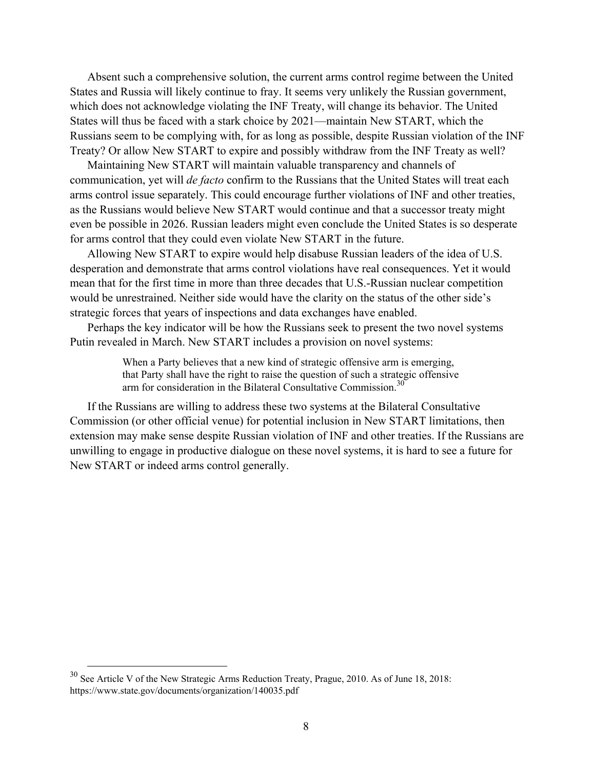Absent such a comprehensive solution, the current arms control regime between the United States and Russia will likely continue to fray. It seems very unlikely the Russian government, which does not acknowledge violating the INF Treaty, will change its behavior. The United States will thus be faced with a stark choice by 2021—maintain New START, which the Russians seem to be complying with, for as long as possible, despite Russian violation of the INF Treaty? Or allow New START to expire and possibly withdraw from the INF Treaty as well?

Maintaining New START will maintain valuable transparency and channels of communication, yet will *de facto* confirm to the Russians that the United States will treat each arms control issue separately. This could encourage further violations of INF and other treaties, as the Russians would believe New START would continue and that a successor treaty might even be possible in 2026. Russian leaders might even conclude the United States is so desperate for arms control that they could even violate New START in the future.

Allowing New START to expire would help disabuse Russian leaders of the idea of U.S. desperation and demonstrate that arms control violations have real consequences. Yet it would mean that for the first time in more than three decades that U.S.-Russian nuclear competition would be unrestrained. Neither side would have the clarity on the status of the other side's strategic forces that years of inspections and data exchanges have enabled.

Perhaps the key indicator will be how the Russians seek to present the two novel systems Putin revealed in March. New START includes a provision on novel systems:

> When a Party believes that a new kind of strategic offensive arm is emerging, that Party shall have the right to raise the question of such a strategic offensive arm for consideration in the Bilateral Consultative Commission.[30]

If the Russians are willing to address these two systems at the Bilateral Consultative Commission (or other official venue) for potential inclusion in New START limitations, then extension may make sense despite Russian violation of INF and other treaties. If the Russians are unwilling to engage in productive dialogue on these novel systems, it is hard to see a future for New START or indeed arms control generally.

[30] See Article V of the New Strategic Arms Reduction Treaty, Prague, 2010. As of June 18, 2018: https://www.state.gov/documents/organization/140035.pdf